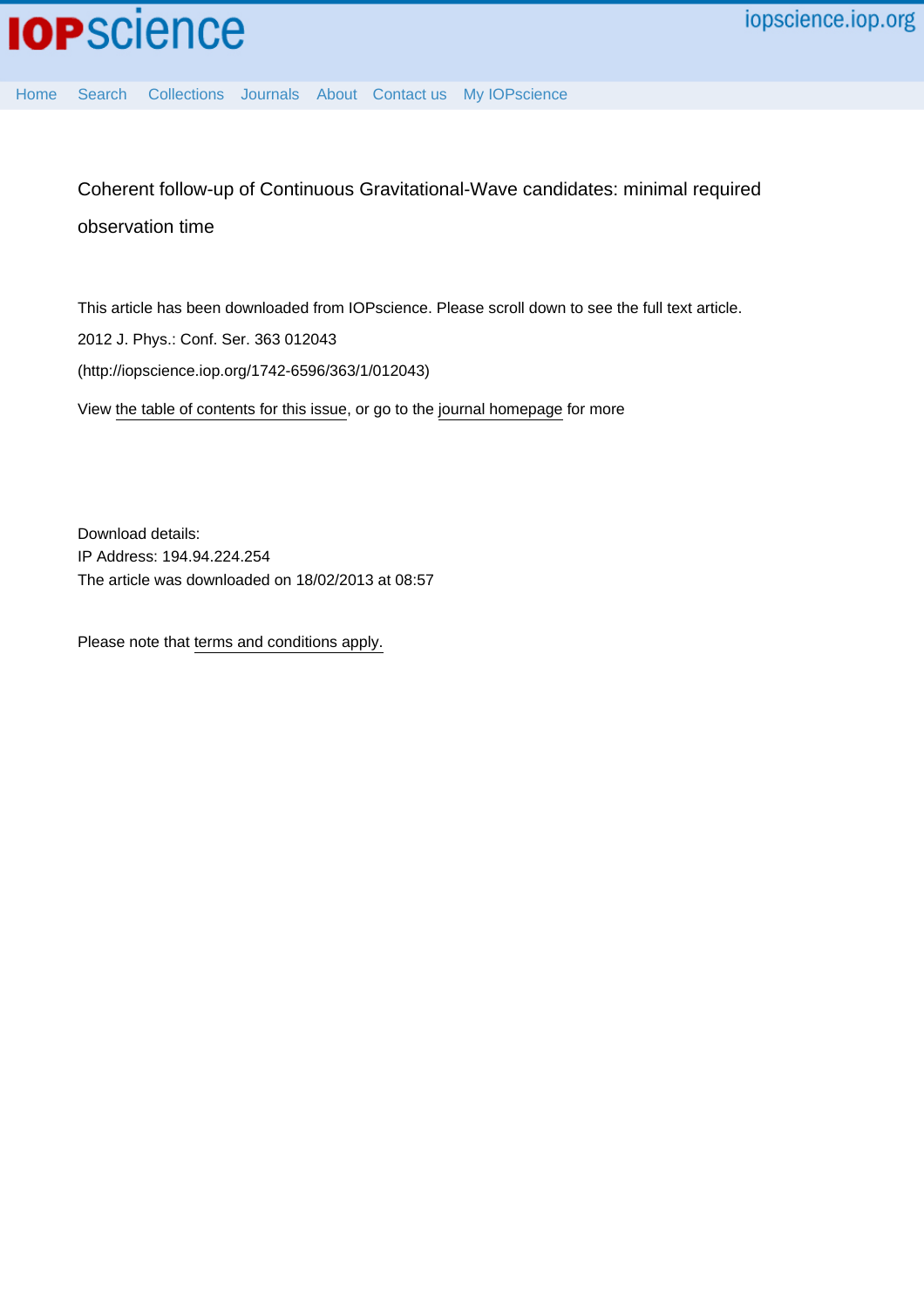Coherent follow-up of Continuous Gravitational-Wave candidates: minimal required observation time

This article has been downloaded from IOPscience. Please scroll down to see the full text article.

2012 J. Phys.: Conf. Ser. 363 012043

(http://iopscience.iop.org/1742-6596/363/1/012043)

View the table of contents for this issue, or go to the journal homepage for more

Download details:
IP Address: 194.94.224.254
The article was downloaded on 18/02/2013 at 08:57

Please note that terms and conditions apply.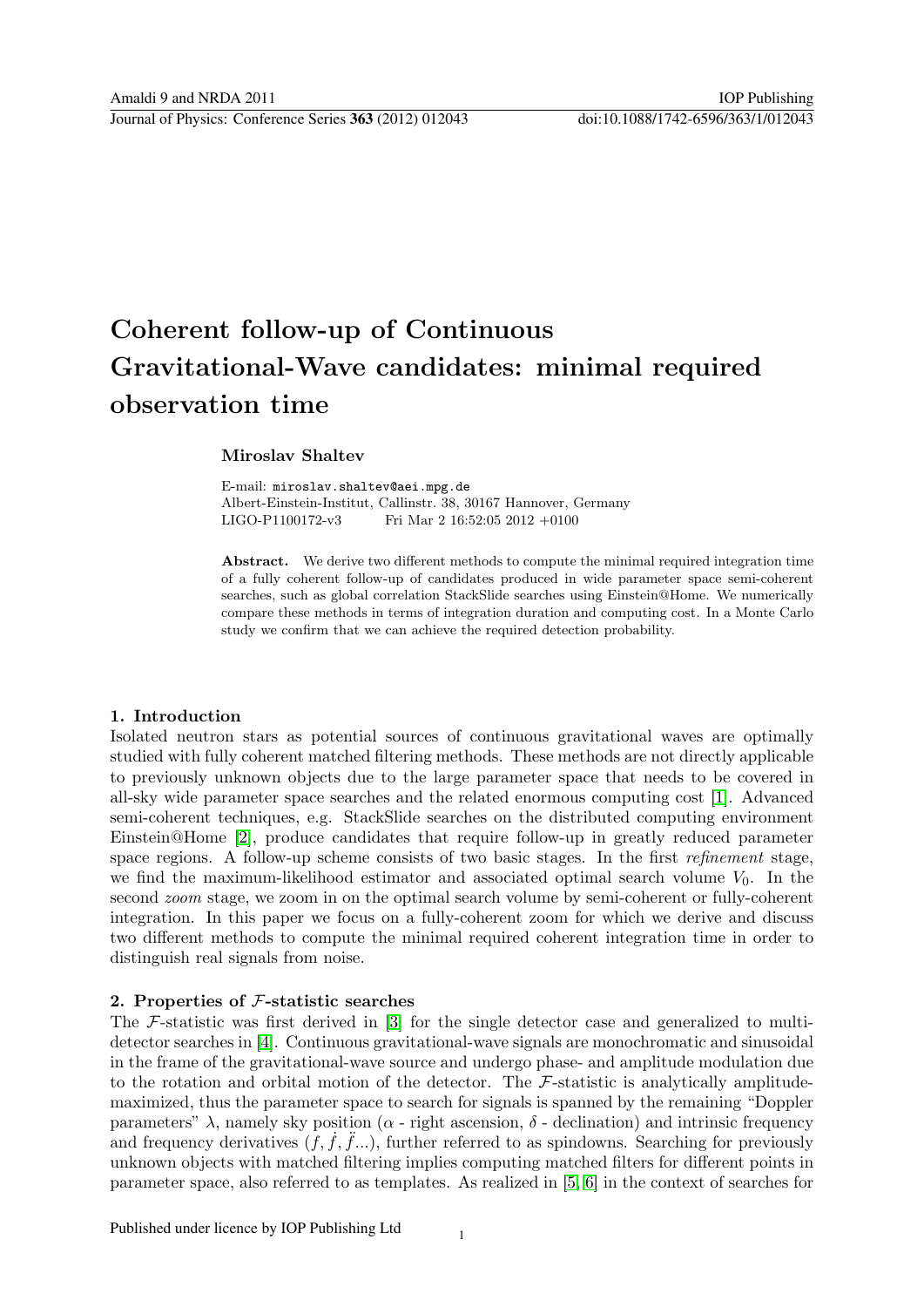# Coherent follow-up of Continuous Gravitational-Wave candidates: minimal required observation time

**Miroslav Shaltev**

E-mail: miroslav.shaltev@aei.mpg.de
Albert-Einstein-Institut, Callinstr. 38, 30167 Hannover, Germany
LIGO-P1100172-v3 Fri Mar 2 16:52:05 2012 +0100

**Abstract.** We derive two different methods to compute the minimal required integration time of a fully coherent follow-up of candidates produced in wide parameter space semi-coherent searches, such as global correlation StackSlide searches using Einstein@Home. We numerically compare these methods in terms of integration duration and computing cost. In a Monte Carlo study we confirm that we can achieve the required detection probability.

## 1. Introduction

Isolated neutron stars as potential sources of continuous gravitational waves are optimally studied with fully coherent matched filtering methods. These methods are not directly applicable to previously unknown objects due to the large parameter space that needs to be covered in all-sky wide parameter space searches and the related enormous computing cost [1]. Advanced semi-coherent techniques, e.g. StackSlide searches on the distributed computing environment Einstein@Home [2], produce candidates that require follow-up in greatly reduced parameter space regions. A follow-up scheme consists of two basic stages. In the first *refinement* stage, we find the maximum-likelihood estimator and associated optimal search volume $V_0$. In the second *zoom* stage, we zoom in on the optimal search volume by semi-coherent or fully-coherent integration. In this paper we focus on a fully-coherent zoom for which we derive and discuss two different methods to compute the minimal required coherent integration time in order to distinguish real signals from noise.

## 2. Properties of $\mathcal{F}$-statistic searches

The $\mathcal{F}$-statistic was first derived in [3] for the single detector case and generalized to multi-detector searches in [4]. Continuous gravitational-wave signals are monochromatic and sinusoidal in the frame of the gravitational-wave source and undergo phase- and amplitude modulation due to the rotation and orbital motion of the detector. The $\mathcal{F}$-statistic is analytically amplitude-maximized, thus the parameter space to search for signals is spanned by the remaining "Doppler parameters" $\lambda$, namely sky position ($\alpha$ - right ascension, $\delta$ - declination) and intrinsic frequency and frequency derivatives $(f, \dot{f}, \ddot{f}...)$, further referred to as spindowns. Searching for previously unknown objects with matched filtering implies computing matched filters for different points in parameter space, also referred to as templates. As realized in [5, 6] in the context of searches for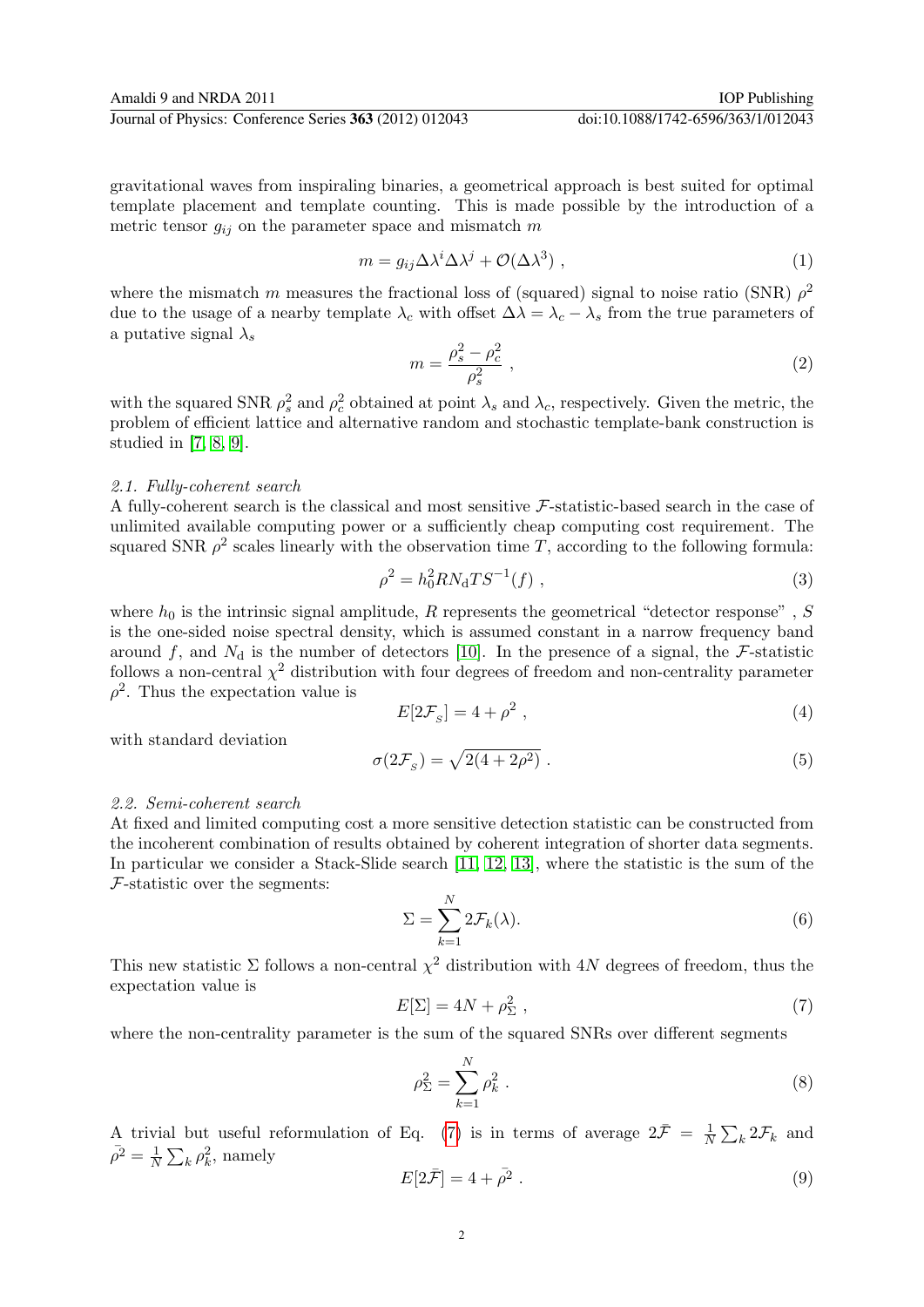gravitational waves from inspiraling binaries, a geometrical approach is best suited for optimal template placement and template counting. This is made possible by the introduction of a metric tensor $g_{ij}$ on the parameter space and mismatch $m$

$$m = g_{ij}\Delta\lambda^i\Delta\lambda^j + \mathcal{O}(\Delta\lambda^3) \ , \tag{1}$$

where the mismatch $m$ measures the fractional loss of (squared) signal to noise ratio (SNR) $\rho^2$ due to the usage of a nearby template $\lambda_c$ with offset $\Delta\lambda = \lambda_c - \lambda_s$ from the true parameters of a putative signal $\lambda_s$

$$m = \frac{\rho_s^2 - \rho_c^2}{\rho_s^2} \ , \tag{2}$$

with the squared SNR $\rho_s^2$ and $\rho_c^2$ obtained at point $\lambda_s$ and $\lambda_c$, respectively. Given the metric, the problem of efficient lattice and alternative random and stochastic template-bank construction is studied in [7, 8, 9].

*2.1. Fully-coherent search*

A fully-coherent search is the classical and most sensitive $\mathcal{F}$-statistic-based search in the case of unlimited available computing power or a sufficiently cheap computing cost requirement. The squared SNR $\rho^2$ scales linearly with the observation time $T$, according to the following formula:

$$\rho^2 = h_0^2 R N_{\mathrm{d}} T S^{-1}(f) \ , \tag{3}$$

where $h_0$ is the intrinsic signal amplitude, $R$ represents the geometrical "detector response" , $S$ is the one-sided noise spectral density, which is assumed constant in a narrow frequency band around $f$, and $N_{\mathrm{d}}$ is the number of detectors [10]. In the presence of a signal, the $\mathcal{F}$-statistic follows a non-central $\chi^2$ distribution with four degrees of freedom and non-centrality parameter $\rho^2$. Thus the expectation value is

$$E[2\mathcal{F}_S] = 4 + \rho^2 \ , \tag{4}$$

with standard deviation

$$\sigma(2\mathcal{F}_S) = \sqrt{2(4 + 2\rho^2)} \ . \tag{5}$$

*2.2. Semi-coherent search*

At fixed and limited computing cost a more sensitive detection statistic can be constructed from the incoherent combination of results obtained by coherent integration of shorter data segments. In particular we consider a Stack-Slide search [11, 12, 13], where the statistic is the sum of the $\mathcal{F}$-statistic over the segments:

$$\Sigma = \sum_{k=1}^{N} 2\mathcal{F}_k(\lambda). \tag{6}$$

This new statistic $\Sigma$ follows a non-central $\chi^2$ distribution with $4N$ degrees of freedom, thus the expectation value is

$$E[\Sigma] = 4N + \rho_\Sigma^2 \ , \tag{7}$$

where the non-centrality parameter is the sum of the squared SNRs over different segments

$$\rho_\Sigma^2 = \sum_{k=1}^{N} \rho_k^2 \ . \tag{8}$$

A trivial but useful reformulation of Eq. (7) is in terms of average $2\bar{\mathcal{F}} = \frac{1}{N}\sum_k 2\mathcal{F}_k$ and $\bar{\rho^2} = \frac{1}{N}\sum_k \rho_k^2$, namely

$$E[2\bar{\mathcal{F}}] = 4 + \bar{\rho^2} \ . \tag{9}$$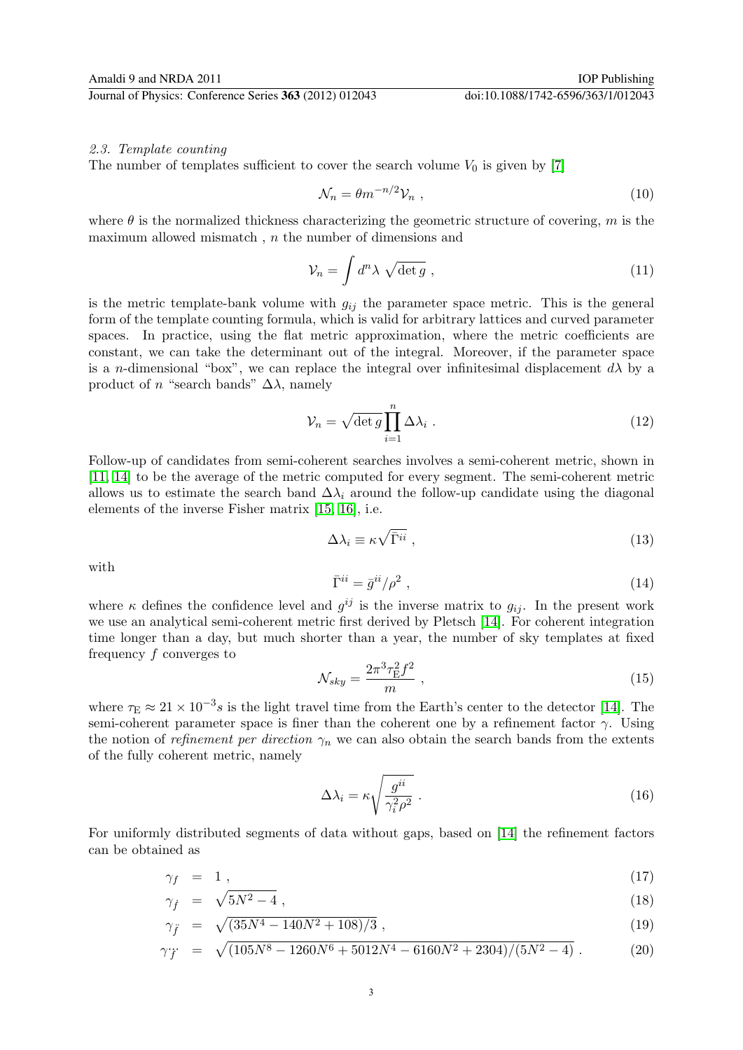### 2.3. Template counting

The number of templates sufficient to cover the search volume $V_0$ is given by [7]

$$\mathcal{N}_n = \theta m^{-n/2} \mathcal{V}_n \ , \tag{10}$$

where $\theta$ is the normalized thickness characterizing the geometric structure of covering, $m$ is the maximum allowed mismatch , $n$ the number of dimensions and

$$\mathcal{V}_n = \int d^n \lambda \ \sqrt{\det g} \ , \tag{11}$$

is the metric template-bank volume with $g_{ij}$ the parameter space metric. This is the general form of the template counting formula, which is valid for arbitrary lattices and curved parameter spaces. In practice, using the flat metric approximation, where the metric coefficients are constant, we can take the determinant out of the integral. Moreover, if the parameter space is a $n$-dimensional "box", we can replace the integral over infinitesimal displacement $d\lambda$ by a product of $n$ "search bands" $\Delta\lambda$, namely

$$\mathcal{V}_n = \sqrt{\det g} \prod_{i=1}^{n} \Delta\lambda_i \ . \tag{12}$$

Follow-up of candidates from semi-coherent searches involves a semi-coherent metric, shown in [11, 14] to be the average of the metric computed for every segment. The semi-coherent metric allows us to estimate the search band $\Delta\lambda_i$ around the follow-up candidate using the diagonal elements of the inverse Fisher matrix [15, 16], i.e.

$$\Delta\lambda_i \equiv \kappa \sqrt{\bar{\Gamma}^{ii}} \ , \tag{13}$$

with

$$\bar{\Gamma}^{ii} = \bar{g}^{ii} / \rho^2 \ , \tag{14}$$

where $\kappa$ defines the confidence level and $g^{ij}$ is the inverse matrix to $g_{ij}$. In the present work we use an analytical semi-coherent metric first derived by Pletsch [14]. For coherent integration time longer than a day, but much shorter than a year, the number of sky templates at fixed frequency $f$ converges to

$$\mathcal{N}_{sky} = \frac{2\pi^3 \tau_{\mathrm{E}}^2 f^2}{m} \ , \tag{15}$$

where $\tau_{\mathrm{E}} \approx 21 \times 10^{-3} s$ is the light travel time from the Earth's center to the detector [14]. The semi-coherent parameter space is finer than the coherent one by a refinement factor $\gamma$. Using the notion of *refinement per direction* $\gamma_n$ we can also obtain the search bands from the extents of the fully coherent metric, namely

$$\Delta\lambda_i = \kappa \sqrt{\frac{g^{ii}}{\gamma_i^2 \rho^2}} \ . \tag{16}$$

For uniformly distributed segments of data without gaps, based on [14] the refinement factors can be obtained as

$$\gamma_f = 1 \ , \tag{17}$$

$$\gamma_{\dot{f}} = \sqrt{5N^2 - 4} \ , \tag{18}$$

$$\gamma_{\ddot{f}} = \sqrt{(35N^4 - 140N^2 + 108)/3} \ , \tag{19}$$

$$\gamma_{\dddot{f}} = \sqrt{(105N^8 - 1260N^6 + 5012N^4 - 6160N^2 + 2304)/(5N^2 - 4)} \ . \tag{20}$$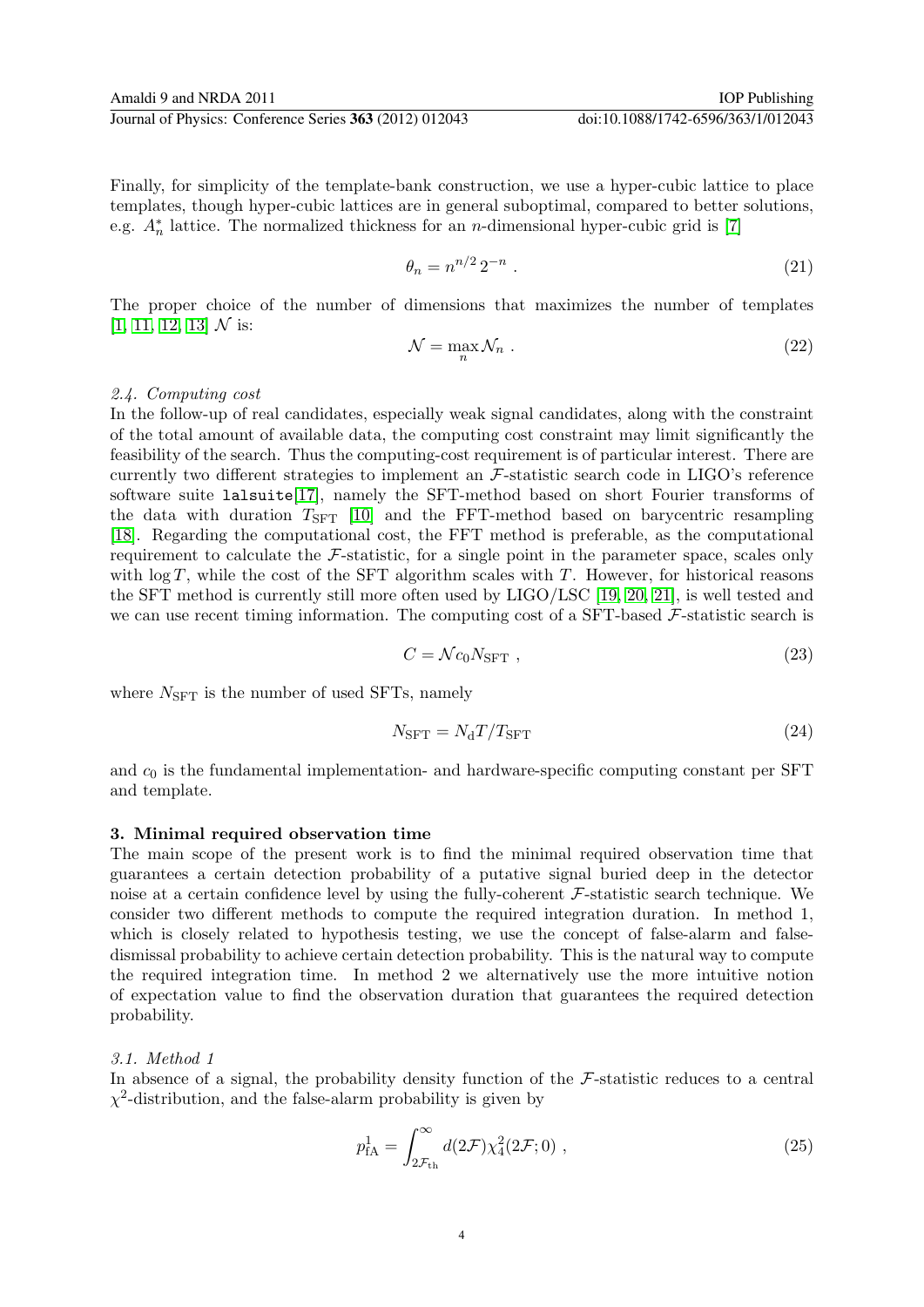Finally, for simplicity of the template-bank construction, we use a hyper-cubic lattice to place templates, though hyper-cubic lattices are in general suboptimal, compared to better solutions, e.g. $A_n^*$ lattice. The normalized thickness for an $n$-dimensional hyper-cubic grid is [7]

$$\theta_n = n^{n/2}\, 2^{-n} \; . \tag{21}$$

The proper choice of the number of dimensions that maximizes the number of templates [1, 11, 12, 13] $\mathcal{N}$ is:

$$\mathcal{N} = \max_n \mathcal{N}_n \; . \tag{22}$$

*2.4. Computing cost*

In the follow-up of real candidates, especially weak signal candidates, along with the constraint of the total amount of available data, the computing cost constraint may limit significantly the feasibility of the search. Thus the computing-cost requirement is of particular interest. There are currently two different strategies to implement an $\mathcal{F}$-statistic search code in LIGO's reference software suite `lalsuite`[17], namely the SFT-method based on short Fourier transforms of the data with duration $T_{\mathrm{SFT}}$ [10] and the FFT-method based on barycentric resampling [18]. Regarding the computational cost, the FFT method is preferable, as the computational requirement to calculate the $\mathcal{F}$-statistic, for a single point in the parameter space, scales only with $\log T$, while the cost of the SFT algorithm scales with $T$. However, for historical reasons the SFT method is currently still more often used by LIGO/LSC [19, 20, 21], is well tested and we can use recent timing information. The computing cost of a SFT-based $\mathcal{F}$-statistic search is

$$C = \mathcal{N} c_0 N_{\mathrm{SFT}} \; , \tag{23}$$

where $N_{\mathrm{SFT}}$ is the number of used SFTs, namely

$$N_{\mathrm{SFT}} = N_{\mathrm{d}} T / T_{\mathrm{SFT}} \tag{24}$$

and $c_0$ is the fundamental implementation- and hardware-specific computing constant per SFT and template.

## 3. Minimal required observation time

The main scope of the present work is to find the minimal required observation time that guarantees a certain detection probability of a putative signal buried deep in the detector noise at a certain confidence level by using the fully-coherent $\mathcal{F}$-statistic search technique. We consider two different methods to compute the required integration duration. In method 1, which is closely related to hypothesis testing, we use the concept of false-alarm and false-dismissal probability to achieve certain detection probability. This is the natural way to compute the required integration time. In method 2 we alternatively use the more intuitive notion of expectation value to find the observation duration that guarantees the required detection probability.

*3.1. Method 1*

In absence of a signal, the probability density function of the $\mathcal{F}$-statistic reduces to a central $\chi^2$-distribution, and the false-alarm probability is given by

$$p_{\mathrm{fA}}^1 = \int_{2\mathcal{F}_{\mathrm{th}}}^{\infty} d(2\mathcal{F}) \chi_4^2(2\mathcal{F}; 0) \; , \tag{25}$$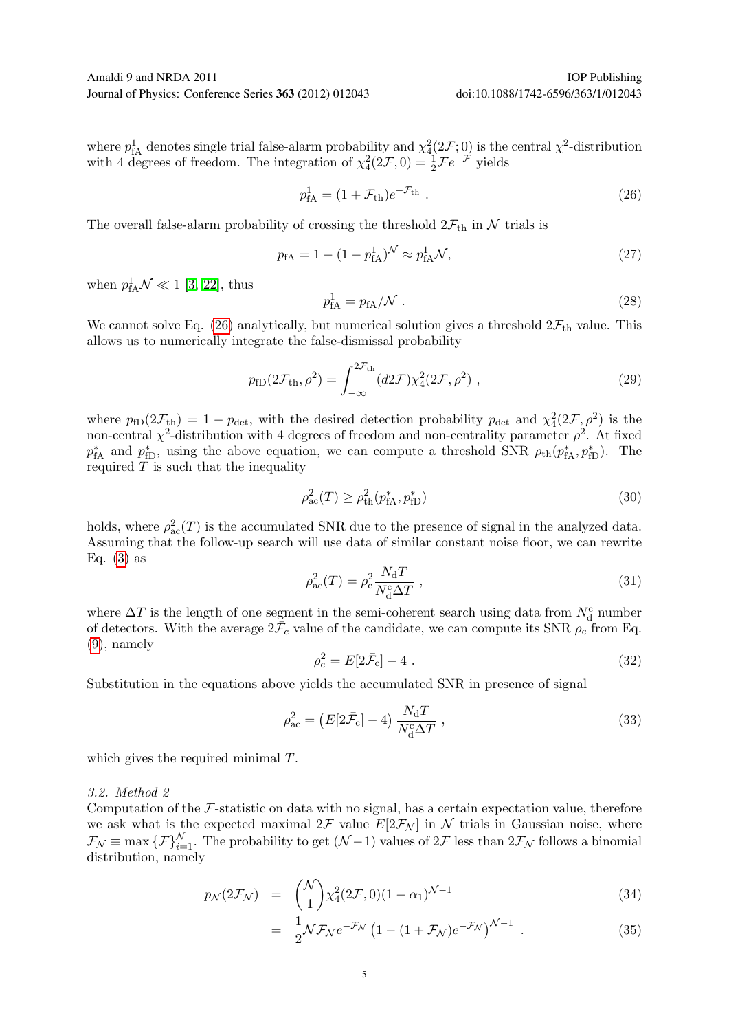where $p^1_{\rm fA}$ denotes single trial false-alarm probability and $\chi^2_4(2\mathcal{F};0)$ is the central $\chi^2$-distribution with 4 degrees of freedom. The integration of $\chi^2_4(2\mathcal{F},0) = \frac{1}{2}\mathcal{F}e^{-\mathcal{F}}$ yields

$$p^1_{\rm fA} = (1+\mathcal{F}_{\rm th})e^{-\mathcal{F}_{\rm th}} \; . \tag{26}$$

The overall false-alarm probability of crossing the threshold $2\mathcal{F}_{\rm th}$ in $\mathcal{N}$ trials is

$$p_{\rm fA} = 1-(1-p^1_{\rm fA})^{\mathcal{N}} \approx p^1_{\rm fA}\mathcal{N}, \tag{27}$$

when $p^1_{\rm fA}\mathcal{N} \ll 1$ [3, 22], thus

$$p^1_{\rm fA} = p_{\rm fA}/\mathcal{N} \; . \tag{28}$$

We cannot solve Eq. (26) analytically, but numerical solution gives a threshold $2\mathcal{F}_{\rm th}$ value. This allows us to numerically integrate the false-dismissal probability

$$p_{\rm fD}(2\mathcal{F}_{\rm th},\rho^2) = \int_{-\infty}^{2\mathcal{F}_{\rm th}} (d2\mathcal{F})\chi^2_4(2\mathcal{F},\rho^2) \; , \tag{29}$$

where $p_{\rm fD}(2\mathcal{F}_{\rm th}) = 1-p_{\rm det}$, with the desired detection probability $p_{\rm det}$ and $\chi^2_4(2\mathcal{F},\rho^2)$ is the non-central $\chi^2$-distribution with 4 degrees of freedom and non-centrality parameter $\rho^2$. At fixed $p^*_{\rm fA}$ and $p^*_{\rm fD}$, using the above equation, we can compute a threshold SNR $\rho_{\rm th}(p^*_{\rm fA},p^*_{\rm fD})$. The required $T$ is such that the inequality

$$\rho^2_{\rm ac}(T) \geq \rho^2_{\rm th}(p^*_{\rm fA},p^*_{\rm fD}) \tag{30}$$

holds, where $\rho^2_{\rm ac}(T)$ is the accumulated SNR due to the presence of signal in the analyzed data. Assuming that the follow-up search will use data of similar constant noise floor, we can rewrite Eq. (3) as

$$\rho^2_{\rm ac}(T) = \rho^2_{\rm c}\frac{N_{\rm d}T}{N^{\rm c}_{\rm d}\Delta T} \; , \tag{31}$$

where $\Delta T$ is the length of one segment in the semi-coherent search using data from $N^{\rm c}_{\rm d}$ number of detectors. With the average $2\bar{\mathcal{F}}_c$ value of the candidate, we can compute its SNR $\rho_{\rm c}$ from Eq. (9), namely

$$\rho^2_{\rm c} = E[2\bar{\mathcal{F}}_{\rm c}] - 4 \; . \tag{32}$$

Substitution in the equations above yields the accumulated SNR in presence of signal

$$\rho^2_{\rm ac} = \left(E[2\bar{\mathcal{F}}_{\rm c}]-4\right)\frac{N_{\rm d}T}{N^{\rm c}_{\rm d}\Delta T} \; , \tag{33}$$

which gives the required minimal $T$.

### *3.2. Method 2*

Computation of the $\mathcal{F}$-statistic on data with no signal, has a certain expectation value, therefore we ask what is the expected maximal $2\mathcal{F}$ value $E[2\mathcal{F}_{\mathcal{N}}]$ in $\mathcal{N}$ trials in Gaussian noise, where $\mathcal{F}_{\mathcal{N}} \equiv \max\{\mathcal{F}\}^{\mathcal{N}}_{i=1}$. The probability to get $(\mathcal{N}-1)$ values of $2\mathcal{F}$ less than $2\mathcal{F}_{\mathcal{N}}$ follows a binomial distribution, namely

$$\begin{aligned} p_{\mathcal{N}}(2\mathcal{F}_{\mathcal{N}}) &= \binom{\mathcal{N}}{1}\chi^2_4(2\mathcal{F},0)(1-\alpha_1)^{\mathcal{N}-1} & (34)\\ &= \frac{1}{2}\mathcal{N}\mathcal{F}_{\mathcal{N}}e^{-\mathcal{F}_{\mathcal{N}}}\left(1-(1+\mathcal{F}_{\mathcal{N}})e^{-\mathcal{F}_{\mathcal{N}}}\right)^{\mathcal{N}-1} \; . & (35)\end{aligned}$$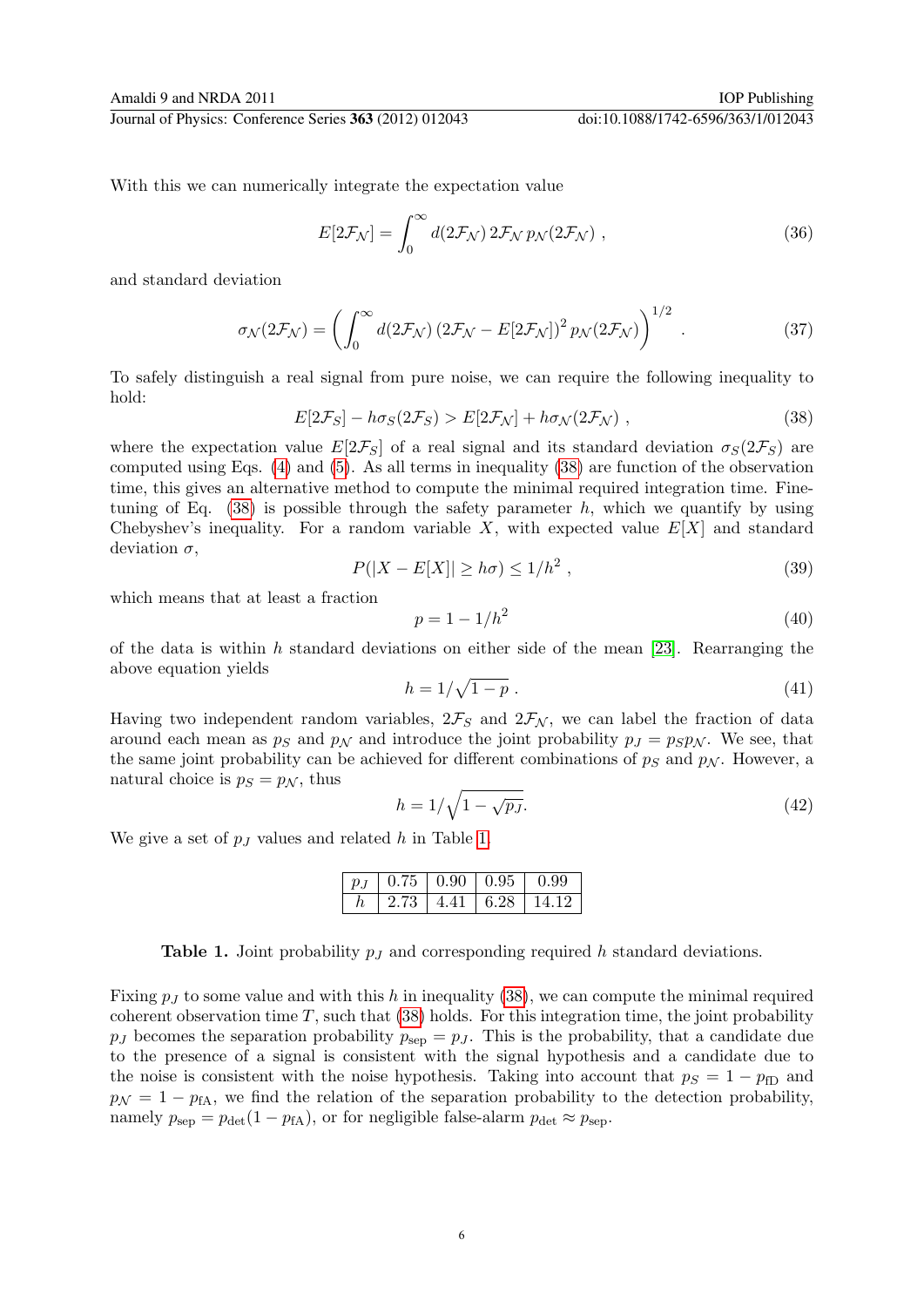With this we can numerically integrate the expectation value

$$E[2\mathcal{F}_\mathcal{N}] = \int_0^\infty d(2\mathcal{F}_\mathcal{N})\, 2\mathcal{F}_\mathcal{N}\, p_\mathcal{N}(2\mathcal{F}_\mathcal{N}) \ , \tag{36}$$

and standard deviation

$$\sigma_\mathcal{N}(2\mathcal{F}_\mathcal{N}) = \left( \int_0^\infty d(2\mathcal{F}_\mathcal{N})\, (2\mathcal{F}_\mathcal{N} - E[2\mathcal{F}_\mathcal{N}])^2\, p_\mathcal{N}(2\mathcal{F}_\mathcal{N}) \right)^{1/2} \ . \tag{37}$$

To safely distinguish a real signal from pure noise, we can require the following inequality to hold:

$$E[2\mathcal{F}_S] - h\sigma_S(2\mathcal{F}_S) > E[2\mathcal{F}_\mathcal{N}] + h\sigma_\mathcal{N}(2\mathcal{F}_\mathcal{N}) \ , \tag{38}$$

where the expectation value $E[2\mathcal{F}_S]$ of a real signal and its standard deviation $\sigma_S(2\mathcal{F}_S)$ are computed using Eqs. (4) and (5). As all terms in inequality (38) are function of the observation time, this gives an alternative method to compute the minimal required integration time. Fine-tuning of Eq. (38) is possible through the safety parameter $h$, which we quantify by using Chebyshev's inequality. For a random variable $X$, with expected value $E[X]$ and standard deviation $\sigma$,

$$P(|X - E[X]| \geq h\sigma) \leq 1/h^2 \ , \tag{39}$$

which means that at least a fraction

$$p = 1 - 1/h^2 \tag{40}$$

of the data is within $h$ standard deviations on either side of the mean [23]. Rearranging the above equation yields

$$h = 1/\sqrt{1-p} \ . \tag{41}$$

Having two independent random variables, $2\mathcal{F}_S$ and $2\mathcal{F}_\mathcal{N}$, we can label the fraction of data around each mean as $p_S$ and $p_\mathcal{N}$ and introduce the joint probability $p_J = p_S p_\mathcal{N}$. We see, that the same joint probability can be achieved for different combinations of $p_S$ and $p_\mathcal{N}$. However, a natural choice is $p_S = p_\mathcal{N}$, thus

$$h = 1/\sqrt{1 - \sqrt{p_J}}. \tag{42}$$

We give a set of $p_J$ values and related $h$ in Table 1.

| $p_J$ | 0.75 | 0.90 | 0.95 | 0.99 |
|---|---|---|---|---|
| $h$ | 2.73 | 4.41 | 6.28 | 14.12 |

**Table 1.** Joint probability $p_J$ and corresponding required $h$ standard deviations.

Fixing $p_J$ to some value and with this $h$ in inequality (38), we can compute the minimal required coherent observation time $T$, such that (38) holds. For this integration time, the joint probability $p_J$ becomes the separation probability $p_{\rm sep} = p_J$. This is the probability, that a candidate due to the presence of a signal is consistent with the signal hypothesis and a candidate due to the noise is consistent with the noise hypothesis. Taking into account that $p_S = 1 - p_{\rm fD}$ and $p_\mathcal{N} = 1 - p_{\rm fA}$, we find the relation of the separation probability to the detection probability, namely $p_{\rm sep} = p_{\rm det}(1 - p_{\rm fA})$, or for negligible false-alarm $p_{\rm det} \approx p_{\rm sep}$.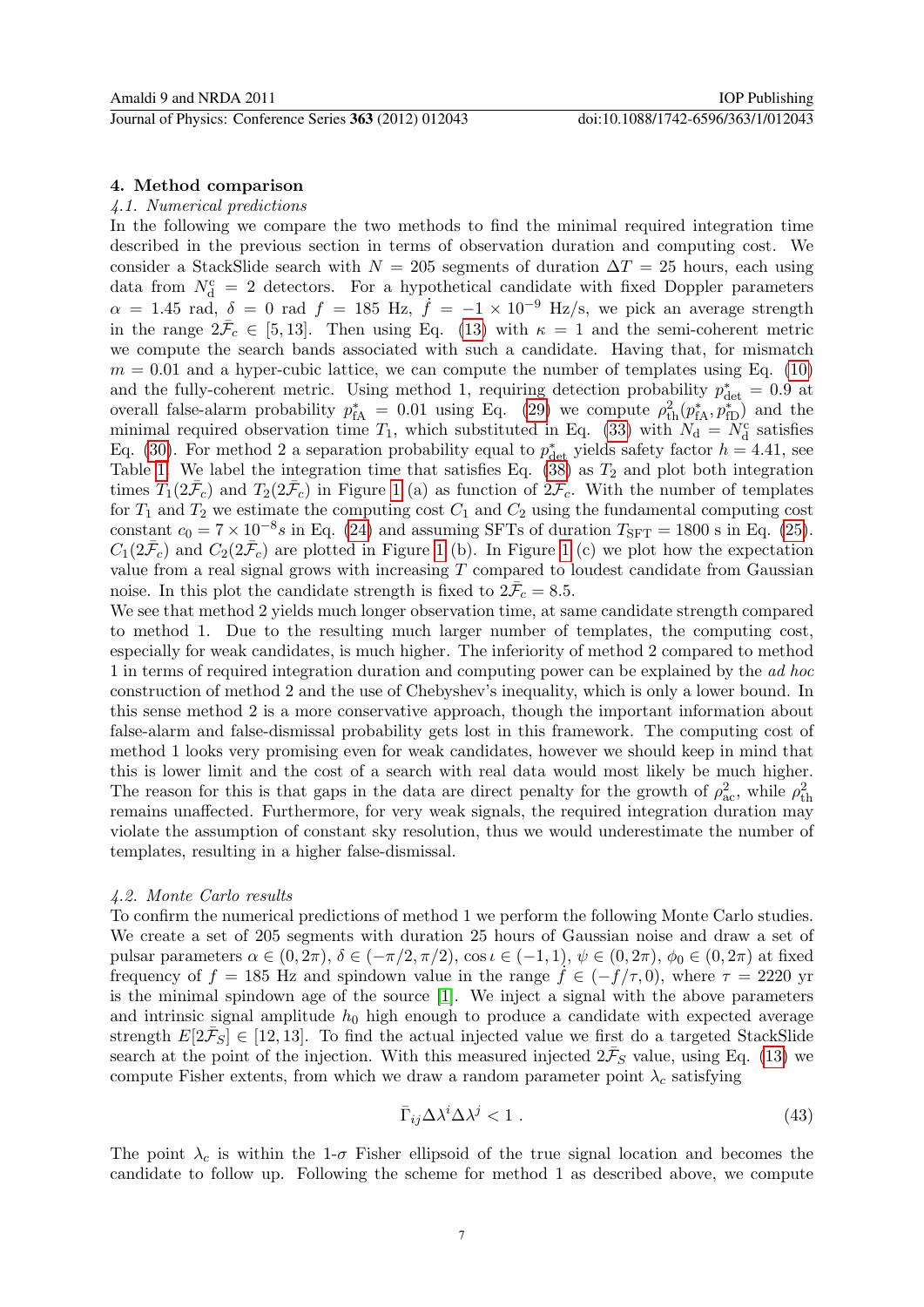## 4. Method comparison

### 4.1. Numerical predictions

In the following we compare the two methods to find the minimal required integration time described in the previous section in terms of observation duration and computing cost. We consider a StackSlide search with $N = 205$ segments of duration $\Delta T = 25$ hours, each using data from $N_{\mathrm{d}}^{\mathrm{c}} = 2$ detectors. For a hypothetical candidate with fixed Doppler parameters $\alpha = 1.45$ rad, $\delta = 0$ rad $f = 185$ Hz, $\dot{f} = -1 \times 10^{-9}$ Hz/s, we pick an average strength in the range $2\bar{\mathcal{F}}_c \in [5, 13]$. Then using Eq. (13) with $\kappa = 1$ and the semi-coherent metric we compute the search bands associated with such a candidate. Having that, for mismatch $m = 0.01$ and a hyper-cubic lattice, we can compute the number of templates using Eq. (10) and the fully-coherent metric. Using method 1, requiring detection probability $p_{\mathrm{det}}^{*} = 0.9$ at overall false-alarm probability $p_{\mathrm{fA}}^{*} = 0.01$ using Eq. (29) we compute $\rho_{\mathrm{th}}^2(p_{\mathrm{fA}}^{*}, p_{\mathrm{fD}}^{*})$ and the minimal required observation time $T_1$, which substituted in Eq. (33) with $N_{\mathrm{d}} = N_{\mathrm{d}}^{\mathrm{c}}$ satisfies Eq. (30). For method 2 a separation probability equal to $p_{\mathrm{det}}^{*}$ yields safety factor $h = 4.41$, see Table 1. We label the integration time that satisfies Eq. (38) as $T_2$ and plot both integration times $T_1(2\bar{\mathcal{F}}_c)$ and $T_2(2\bar{\mathcal{F}}_c)$ in Figure 1 (a) as function of $2\bar{\mathcal{F}}_c$. With the number of templates for $T_1$ and $T_2$ we estimate the computing cost $C_1$ and $C_2$ using the fundamental computing cost constant $c_0 = 7 \times 10^{-8}s$ in Eq. (24) and assuming SFTs of duration $T_{\mathrm{SFT}} = 1800$ s in Eq. (25). $C_1(2\bar{\mathcal{F}}_c)$ and $C_2(2\bar{\mathcal{F}}_c)$ are plotted in Figure 1 (b). In Figure 1 (c) we plot how the expectation value from a real signal grows with increasing $T$ compared to loudest candidate from Gaussian noise. In this plot the candidate strength is fixed to $2\bar{\mathcal{F}}_c = 8.5$.

We see that method 2 yields much longer observation time, at same candidate strength compared to method 1. Due to the resulting much larger number of templates, the computing cost, especially for weak candidates, is much higher. The inferiority of method 2 compared to method 1 in terms of required integration duration and computing power can be explained by the *ad hoc* construction of method 2 and the use of Chebyshev's inequality, which is only a lower bound. In this sense method 2 is a more conservative approach, though the important information about false-alarm and false-dismissal probability gets lost in this framework. The computing cost of method 1 looks very promising even for weak candidates, however we should keep in mind that this is lower limit and the cost of a search with real data would most likely be much higher. The reason for this is that gaps in the data are direct penalty for the growth of $\rho_{\mathrm{ac}}^2$, while $\rho_{\mathrm{th}}^2$ remains unaffected. Furthermore, for very weak signals, the required integration duration may violate the assumption of constant sky resolution, thus we would underestimate the number of templates, resulting in a higher false-dismissal.

### 4.2. Monte Carlo results

To confirm the numerical predictions of method 1 we perform the following Monte Carlo studies. We create a set of 205 segments with duration 25 hours of Gaussian noise and draw a set of pulsar parameters $\alpha \in (0, 2\pi)$, $\delta \in (-\pi/2, \pi/2)$, $\cos\iota \in (-1, 1)$, $\psi \in (0, 2\pi)$, $\phi_0 \in (0, 2\pi)$ at fixed frequency of $f = 185$ Hz and spindown value in the range $\dot{f} \in (-f/\tau, 0)$, where $\tau = 2220$ yr is the minimal spindown age of the source [1]. We inject a signal with the above parameters and intrinsic signal amplitude $h_0$ high enough to produce a candidate with expected average strength $E[2\bar{\mathcal{F}}_S] \in [12, 13]$. To find the actual injected value we first do a targeted StackSlide search at the point of the injection. With this measured injected $2\bar{\mathcal{F}}_S$ value, using Eq. (13) we compute Fisher extents, from which we draw a random parameter point $\lambda_c$ satisfying

$$\bar{\Gamma}_{ij} \Delta\lambda^i \Delta\lambda^j < 1 \,. \tag{43}$$

The point $\lambda_c$ is within the 1-$\sigma$ Fisher ellipsoid of the true signal location and becomes the candidate to follow up. Following the scheme for method 1 as described above, we compute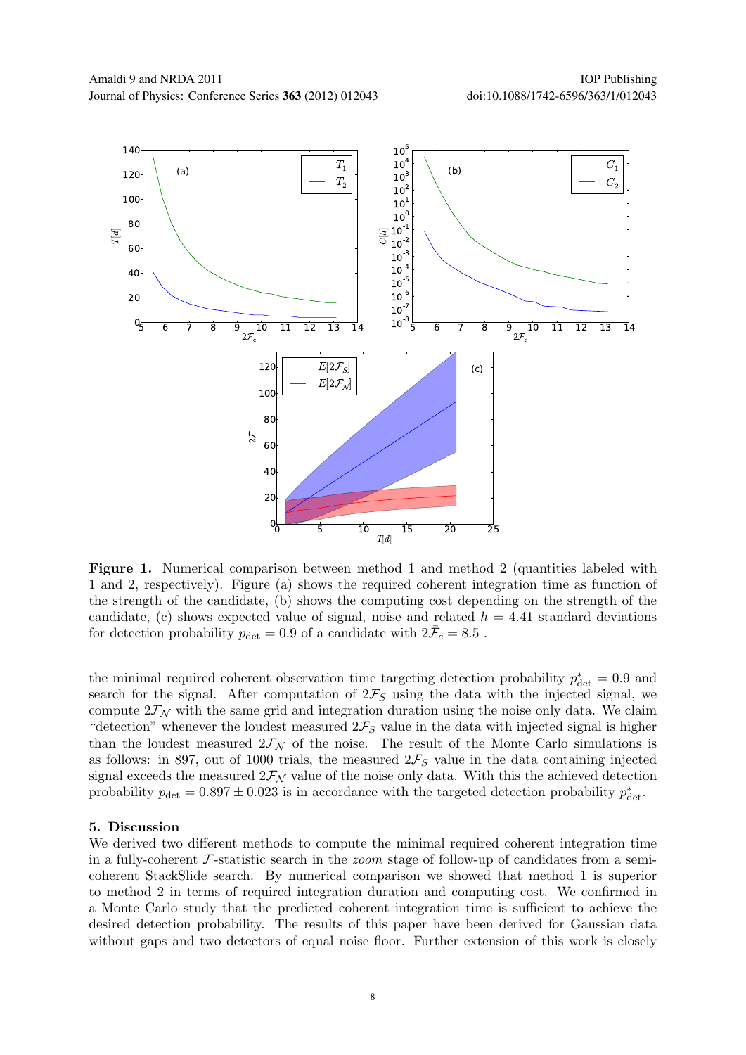**Figure 1.** Numerical comparison between method 1 and method 2 (quantities labeled with 1 and 2, respectively). Figure (a) shows the required coherent integration time as function of the strength of the candidate, (b) shows the computing cost depending on the strength of the candidate, (c) shows expected value of signal, noise and related $h = 4.41$ standard deviations for detection probability $p_{\rm det} = 0.9$ of a candidate with $2\bar{\mathcal{F}}_c = 8.5$ .

the minimal required coherent observation time targeting detection probability $p^*_{\rm det} = 0.9$ and search for the signal. After computation of $2\mathcal{F}_S$ using the data with the injected signal, we compute $2\mathcal{F}_\mathcal{N}$ with the same grid and integration duration using the noise only data. We claim "detection" whenever the loudest measured $2\mathcal{F}_S$ value in the data with injected signal is higher than the loudest measured $2\mathcal{F}_\mathcal{N}$ of the noise. The result of the Monte Carlo simulations is as follows: in 897, out of 1000 trials, the measured $2\mathcal{F}_S$ value in the data containing injected signal exceeds the measured $2\mathcal{F}_\mathcal{N}$ value of the noise only data. With this the achieved detection probability $p_{\rm det} = 0.897 \pm 0.023$ is in accordance with the targeted detection probability $p^*_{\rm det}$.

## 5. Discussion

We derived two different methods to compute the minimal required coherent integration time in a fully-coherent $\mathcal{F}$-statistic search in the *zoom* stage of follow-up of candidates from a semi-coherent StackSlide search. By numerical comparison we showed that method 1 is superior to method 2 in terms of required integration duration and computing cost. We confirmed in a Monte Carlo study that the predicted coherent integration time is sufficient to achieve the desired detection probability. The results of this paper have been derived for Gaussian data without gaps and two detectors of equal noise floor. Further extension of this work is closely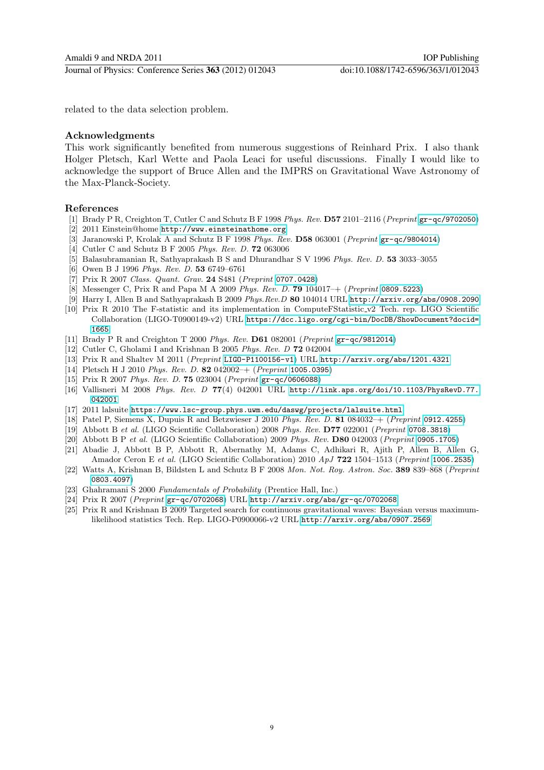related to the data selection problem.

## Acknowledgments

This work significantly benefited from numerous suggestions of Reinhard Prix. I also thank Holger Pletsch, Karl Wette and Paola Leaci for useful discussions. Finally I would like to acknowledge the support of Bruce Allen and the IMPRS on Gravitational Wave Astronomy of the Max-Planck-Society.

## References

- [1] Brady P R, Creighton T, Cutler C and Schutz B F 1998 *Phys. Rev.* **D57** 2101–2116 (*Preprint* gr-qc/9702050)
- [2] 2011 Einstein@home http://www.einsteinathome.org
- [3] Jaranowski P, Krolak A and Schutz B F 1998 *Phys. Rev.* **D58** 063001 (*Preprint* gr-qc/9804014)
- [4] Cutler C and Schutz B F 2005 *Phys. Rev. D.* **72** 063006
- [5] Balasubramanian R, Sathyaprakash B S and Dhurandhar S V 1996 *Phys. Rev. D.* **53** 3033–3055
- [6] Owen B J 1996 *Phys. Rev. D.* **53** 6749–6761
- [7] Prix R 2007 *Class. Quant. Grav.* **24** S481 (*Preprint* 0707.0428)
- [8] Messenger C, Prix R and Papa M A 2009 *Phys. Rev. D.* **79** 104017–+ (*Preprint* 0809.5223)
- [9] Harry I, Allen B and Sathyaprakash B 2009 *Phys.Rev.D* **80** 104014 URL http://arxiv.org/abs/0908.2090
- [10] Prix R 2010 The F-statistic and its implementation in ComputeFStatistic_v2 Tech. rep. LIGO Scientific Collaboration (LIGO-T0900149-v2) URL https://dcc.ligo.org/cgi-bin/DocDB/ShowDocument?docid=1665
- [11] Brady P R and Creighton T 2000 *Phys. Rev.* **D61** 082001 (*Preprint* gr-qc/9812014)
- [12] Cutler C, Gholami I and Krishnan B 2005 *Phys. Rev. D* **72** 042004
- [13] Prix R and Shaltev M 2011 (*Preprint* LIGO-P1100156-v1) URL http://arxiv.org/abs/1201.4321
- [14] Pletsch H J 2010 *Phys. Rev. D.* **82** 042002–+ (*Preprint* 1005.0395)
- [15] Prix R 2007 *Phys. Rev. D.* **75** 023004 (*Preprint* gr-qc/0606088)
- [16] Vallisneri M 2008 *Phys. Rev. D* **77**(4) 042001 URL http://link.aps.org/doi/10.1103/PhysRevD.77.042001
- [17] 2011 lalsuite https://www.lsc-group.phys.uwm.edu/daswg/projects/lalsuite.html
- [18] Patel P, Siemens X, Dupuis R and Betzwieser J 2010 *Phys. Rev. D.* **81** 084032–+ (*Preprint* 0912.4255)
- [19] Abbott B *et al.* (LIGO Scientific Collaboration) 2008 *Phys. Rev.* **D77** 022001 (*Preprint* 0708.3818)
- [20] Abbott B P *et al.* (LIGO Scientific Collaboration) 2009 *Phys. Rev.* **D80** 042003 (*Preprint* 0905.1705)
- [21] Abadie J, Abbott B P, Abbott R, Abernathy M, Adams C, Adhikari R, Ajith P, Allen B, Allen G, Amador Ceron E *et al.* (LIGO Scientific Collaboration) 2010 *ApJ* **722** 1504–1513 (*Preprint* 1006.2535)
- [22] Watts A, Krishnan B, Bildsten L and Schutz B F 2008 *Mon. Not. Roy. Astron. Soc.* **389** 839–868 (*Preprint* 0803.4097)
- [23] Ghahramani S 2000 *Fundamentals of Probability* (Prentice Hall, Inc.)
- [24] Prix R 2007 (*Preprint* gr-qc/0702068) URL http://arxiv.org/abs/gr-qc/0702068
- [25] Prix R and Krishnan B 2009 Targeted search for continuous gravitational waves: Bayesian versus maximum-likelihood statistics Tech. Rep. LIGO-P0900066-v2 URL http://arxiv.org/abs/0907.2569